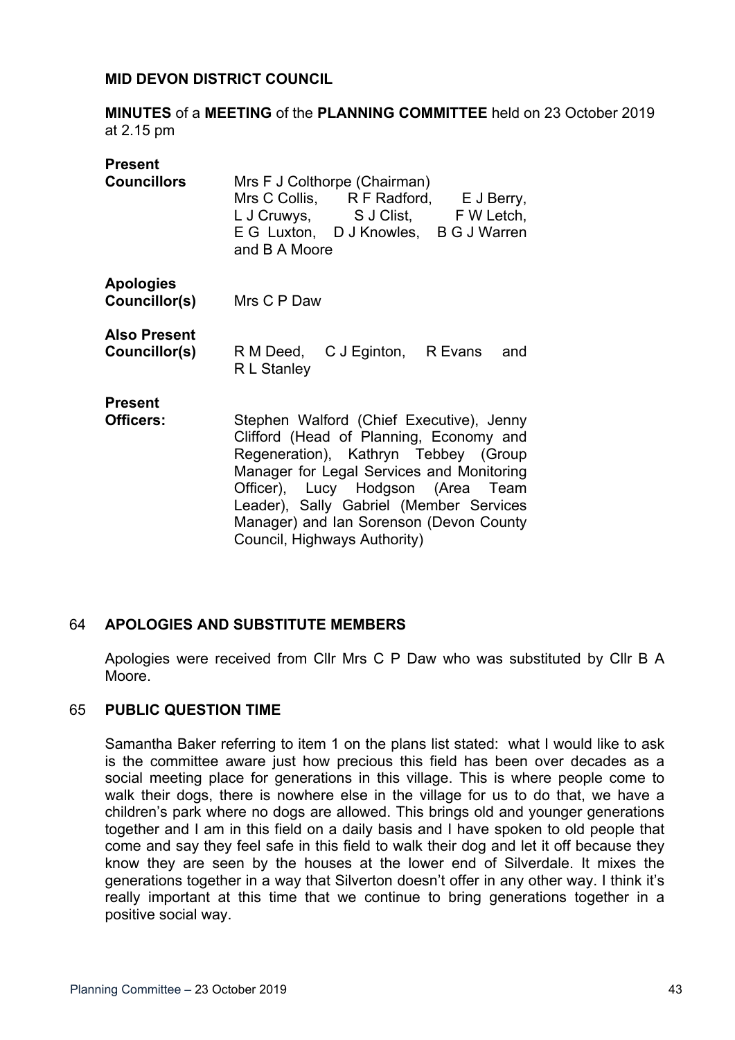**MID DEVON DISTRICT COUNCIL**

**MINUTES** of a **MEETING** of the **PLANNING COMMITTEE** held on 23 October 2019 at 2.15 pm

| | |
|---|---|
| **Present Councillors** | Mrs F J Colthorpe (Chairman) Mrs C Collis, R F Radford, E J Berry, L J Cruwys, S J Clist, F W Letch, E G Luxton, D J Knowles, B G J Warren and B A Moore |
| **Apologies Councillor(s)** | Mrs C P Daw |
| **Also Present Councillor(s)** | R M Deed, C J Eginton, R Evans and R L Stanley |
| **Present Officers:** | Stephen Walford (Chief Executive), Jenny Clifford (Head of Planning, Economy and Regeneration), Kathryn Tebbey (Group Manager for Legal Services and Monitoring Officer), Lucy Hodgson (Area Team Leader), Sally Gabriel (Member Services Manager) and Ian Sorenson (Devon County Council, Highways Authority) |

## 64 APOLOGIES AND SUBSTITUTE MEMBERS

Apologies were received from Cllr Mrs C P Daw who was substituted by Cllr B A Moore.

## 65 PUBLIC QUESTION TIME

Samantha Baker referring to item 1 on the plans list stated: what I would like to ask is the committee aware just how precious this field has been over decades as a social meeting place for generations in this village. This is where people come to walk their dogs, there is nowhere else in the village for us to do that, we have a children's park where no dogs are allowed. This brings old and younger generations together and I am in this field on a daily basis and I have spoken to old people that come and say they feel safe in this field to walk their dog and let it off because they know they are seen by the houses at the lower end of Silverdale. It mixes the generations together in a way that Silverton doesn't offer in any other way. I think it's really important at this time that we continue to bring generations together in a positive social way.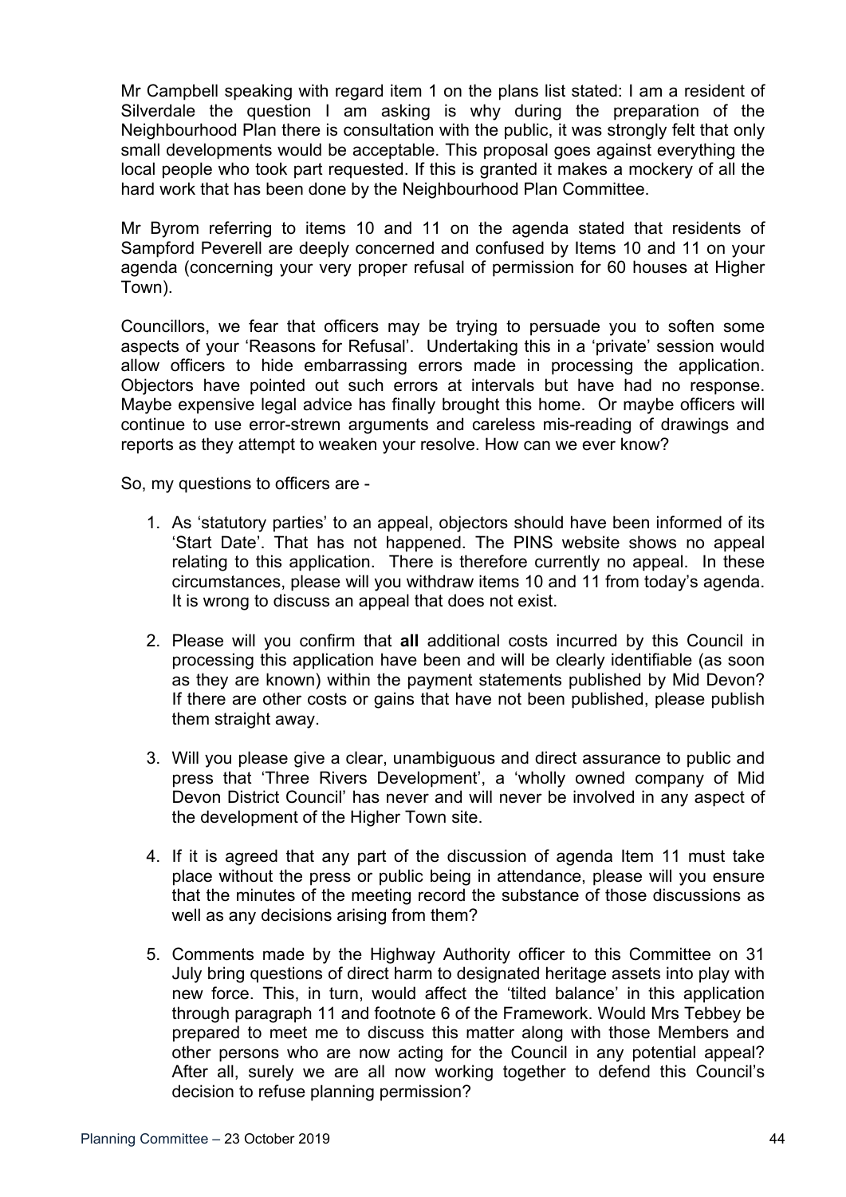Mr Campbell speaking with regard item 1 on the plans list stated: I am a resident of Silverdale the question I am asking is why during the preparation of the Neighbourhood Plan there is consultation with the public, it was strongly felt that only small developments would be acceptable. This proposal goes against everything the local people who took part requested. If this is granted it makes a mockery of all the hard work that has been done by the Neighbourhood Plan Committee.

Mr Byrom referring to items 10 and 11 on the agenda stated that residents of Sampford Peverell are deeply concerned and confused by Items 10 and 11 on your agenda (concerning your very proper refusal of permission for 60 houses at Higher Town).

Councillors, we fear that officers may be trying to persuade you to soften some aspects of your 'Reasons for Refusal'. Undertaking this in a 'private' session would allow officers to hide embarrassing errors made in processing the application. Objectors have pointed out such errors at intervals but have had no response. Maybe expensive legal advice has finally brought this home. Or maybe officers will continue to use error-strewn arguments and careless mis-reading of drawings and reports as they attempt to weaken your resolve. How can we ever know?

So, my questions to officers are -

1. As 'statutory parties' to an appeal, objectors should have been informed of its 'Start Date'. That has not happened. The PINS website shows no appeal relating to this application. There is therefore currently no appeal. In these circumstances, please will you withdraw items 10 and 11 from today's agenda. It is wrong to discuss an appeal that does not exist.

2. Please will you confirm that **all** additional costs incurred by this Council in processing this application have been and will be clearly identifiable (as soon as they are known) within the payment statements published by Mid Devon? If there are other costs or gains that have not been published, please publish them straight away.

3. Will you please give a clear, unambiguous and direct assurance to public and press that 'Three Rivers Development', a 'wholly owned company of Mid Devon District Council' has never and will never be involved in any aspect of the development of the Higher Town site.

4. If it is agreed that any part of the discussion of agenda Item 11 must take place without the press or public being in attendance, please will you ensure that the minutes of the meeting record the substance of those discussions as well as any decisions arising from them?

5. Comments made by the Highway Authority officer to this Committee on 31 July bring questions of direct harm to designated heritage assets into play with new force. This, in turn, would affect the 'tilted balance' in this application through paragraph 11 and footnote 6 of the Framework. Would Mrs Tebbey be prepared to meet me to discuss this matter along with those Members and other persons who are now acting for the Council in any potential appeal? After all, surely we are all now working together to defend this Council's decision to refuse planning permission?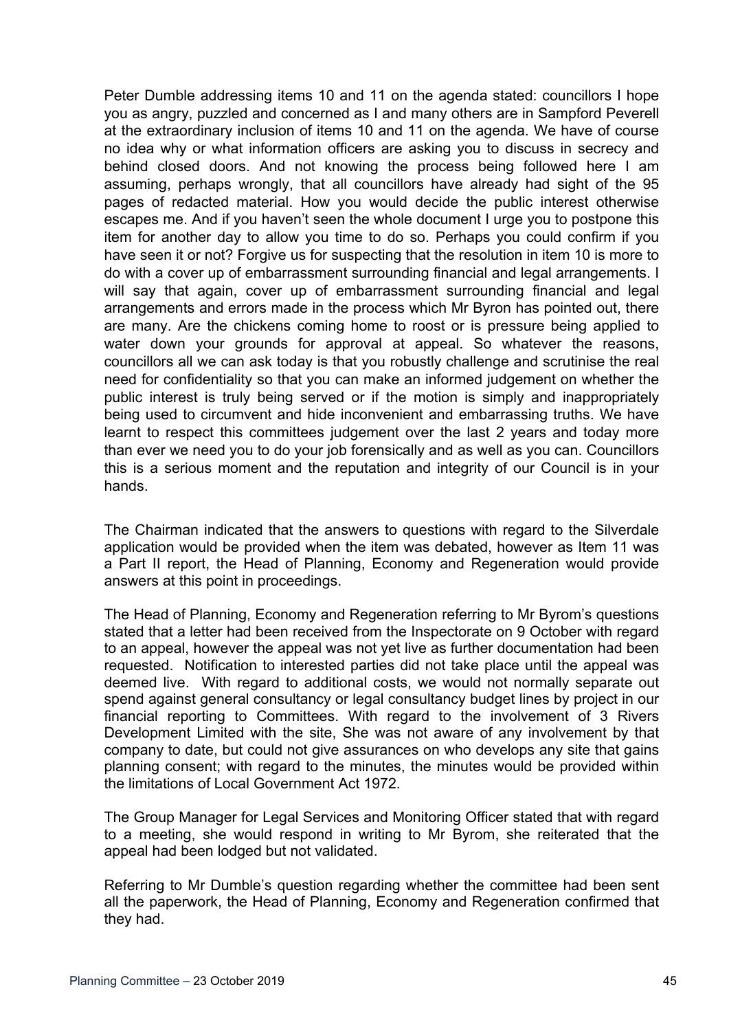Peter Dumble addressing items 10 and 11 on the agenda stated: councillors I hope you as angry, puzzled and concerned as I and many others are in Sampford Peverell at the extraordinary inclusion of items 10 and 11 on the agenda. We have of course no idea why or what information officers are asking you to discuss in secrecy and behind closed doors. And not knowing the process being followed here I am assuming, perhaps wrongly, that all councillors have already had sight of the 95 pages of redacted material. How you would decide the public interest otherwise escapes me. And if you haven't seen the whole document I urge you to postpone this item for another day to allow you time to do so. Perhaps you could confirm if you have seen it or not? Forgive us for suspecting that the resolution in item 10 is more to do with a cover up of embarrassment surrounding financial and legal arrangements. I will say that again, cover up of embarrassment surrounding financial and legal arrangements and errors made in the process which Mr Byron has pointed out, there are many. Are the chickens coming home to roost or is pressure being applied to water down your grounds for approval at appeal. So whatever the reasons, councillors all we can ask today is that you robustly challenge and scrutinise the real need for confidentiality so that you can make an informed judgement on whether the public interest is truly being served or if the motion is simply and inappropriately being used to circumvent and hide inconvenient and embarrassing truths. We have learnt to respect this committees judgement over the last 2 years and today more than ever we need you to do your job forensically and as well as you can. Councillors this is a serious moment and the reputation and integrity of our Council is in your hands.

The Chairman indicated that the answers to questions with regard to the Silverdale application would be provided when the item was debated, however as Item 11 was a Part II report, the Head of Planning, Economy and Regeneration would provide answers at this point in proceedings.

The Head of Planning, Economy and Regeneration referring to Mr Byrom's questions stated that a letter had been received from the Inspectorate on 9 October with regard to an appeal, however the appeal was not yet live as further documentation had been requested. Notification to interested parties did not take place until the appeal was deemed live. With regard to additional costs, we would not normally separate out spend against general consultancy or legal consultancy budget lines by project in our financial reporting to Committees. With regard to the involvement of 3 Rivers Development Limited with the site, She was not aware of any involvement by that company to date, but could not give assurances on who develops any site that gains planning consent; with regard to the minutes, the minutes would be provided within the limitations of Local Government Act 1972.

The Group Manager for Legal Services and Monitoring Officer stated that with regard to a meeting, she would respond in writing to Mr Byrom, she reiterated that the appeal had been lodged but not validated.

Referring to Mr Dumble's question regarding whether the committee had been sent all the paperwork, the Head of Planning, Economy and Regeneration confirmed that they had.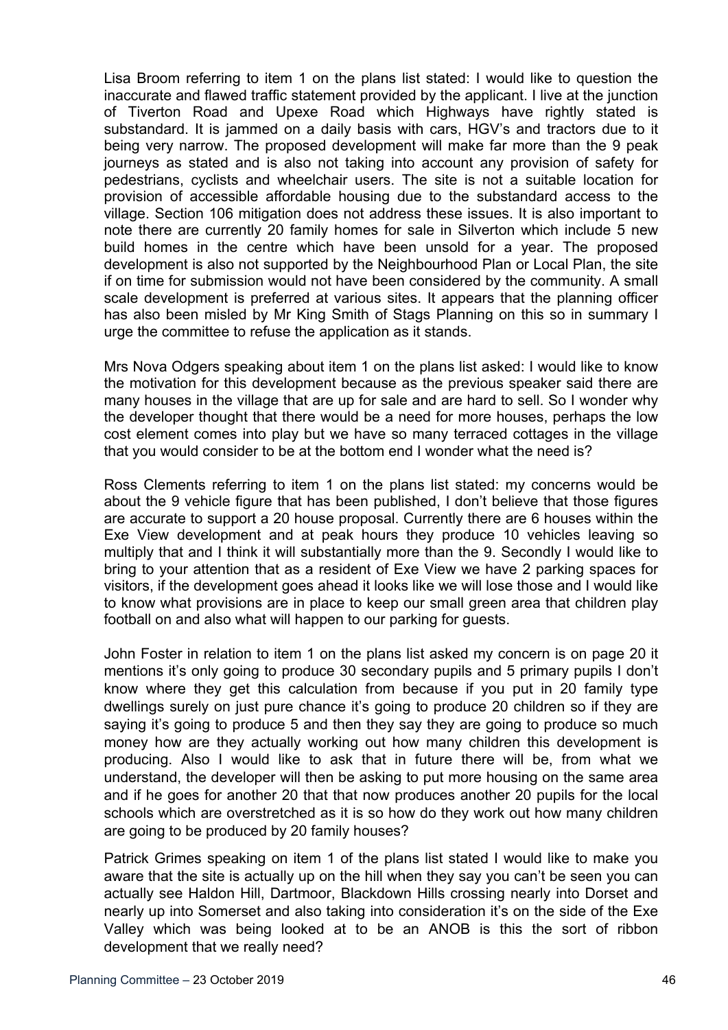Lisa Broom referring to item 1 on the plans list stated: I would like to question the inaccurate and flawed traffic statement provided by the applicant. I live at the junction of Tiverton Road and Upexe Road which Highways have rightly stated is substandard. It is jammed on a daily basis with cars, HGV's and tractors due to it being very narrow. The proposed development will make far more than the 9 peak journeys as stated and is also not taking into account any provision of safety for pedestrians, cyclists and wheelchair users. The site is not a suitable location for provision of accessible affordable housing due to the substandard access to the village. Section 106 mitigation does not address these issues. It is also important to note there are currently 20 family homes for sale in Silverton which include 5 new build homes in the centre which have been unsold for a year. The proposed development is also not supported by the Neighbourhood Plan or Local Plan, the site if on time for submission would not have been considered by the community. A small scale development is preferred at various sites. It appears that the planning officer has also been misled by Mr King Smith of Stags Planning on this so in summary I urge the committee to refuse the application as it stands.

Mrs Nova Odgers speaking about item 1 on the plans list asked: I would like to know the motivation for this development because as the previous speaker said there are many houses in the village that are up for sale and are hard to sell. So I wonder why the developer thought that there would be a need for more houses, perhaps the low cost element comes into play but we have so many terraced cottages in the village that you would consider to be at the bottom end I wonder what the need is?

Ross Clements referring to item 1 on the plans list stated: my concerns would be about the 9 vehicle figure that has been published, I don't believe that those figures are accurate to support a 20 house proposal. Currently there are 6 houses within the Exe View development and at peak hours they produce 10 vehicles leaving so multiply that and I think it will substantially more than the 9. Secondly I would like to bring to your attention that as a resident of Exe View we have 2 parking spaces for visitors, if the development goes ahead it looks like we will lose those and I would like to know what provisions are in place to keep our small green area that children play football on and also what will happen to our parking for guests.

John Foster in relation to item 1 on the plans list asked my concern is on page 20 it mentions it's only going to produce 30 secondary pupils and 5 primary pupils I don't know where they get this calculation from because if you put in 20 family type dwellings surely on just pure chance it's going to produce 20 children so if they are saying it's going to produce 5 and then they say they are going to produce so much money how are they actually working out how many children this development is producing. Also I would like to ask that in future there will be, from what we understand, the developer will then be asking to put more housing on the same area and if he goes for another 20 that that now produces another 20 pupils for the local schools which are overstretched as it is so how do they work out how many children are going to be produced by 20 family houses?

Patrick Grimes speaking on item 1 of the plans list stated I would like to make you aware that the site is actually up on the hill when they say you can't be seen you can actually see Haldon Hill, Dartmoor, Blackdown Hills crossing nearly into Dorset and nearly up into Somerset and also taking into consideration it's on the side of the Exe Valley which was being looked at to be an ANOB is this the sort of ribbon development that we really need?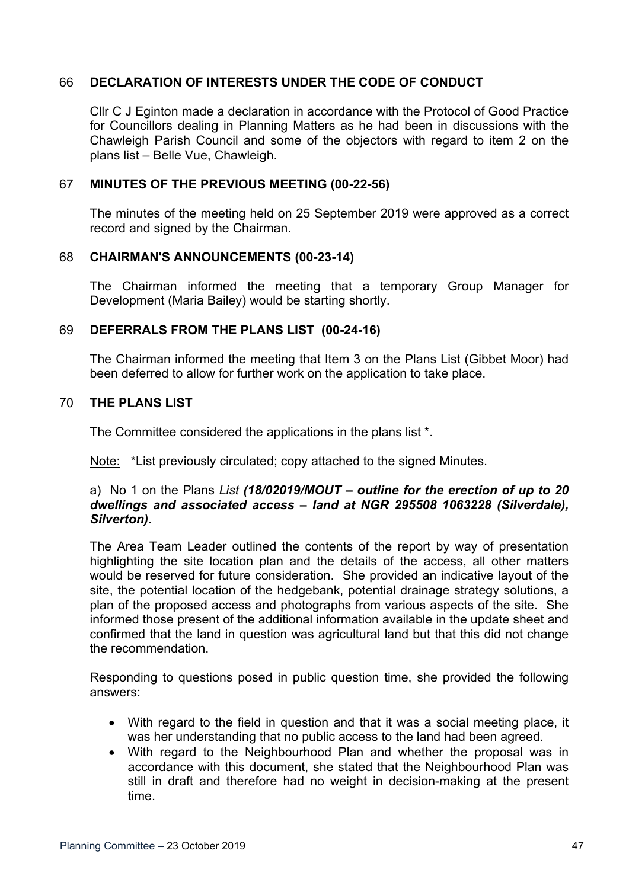## 66 DECLARATION OF INTERESTS UNDER THE CODE OF CONDUCT

Cllr C J Eginton made a declaration in accordance with the Protocol of Good Practice for Councillors dealing in Planning Matters as he had been in discussions with the Chawleigh Parish Council and some of the objectors with regard to item 2 on the plans list – Belle Vue, Chawleigh.

## 67 MINUTES OF THE PREVIOUS MEETING (00-22-56)

The minutes of the meeting held on 25 September 2019 were approved as a correct record and signed by the Chairman.

## 68 CHAIRMAN'S ANNOUNCEMENTS (00-23-14)

The Chairman informed the meeting that a temporary Group Manager for Development (Maria Bailey) would be starting shortly.

## 69 DEFERRALS FROM THE PLANS LIST (00-24-16)

The Chairman informed the meeting that Item 3 on the Plans List (Gibbet Moor) had been deferred to allow for further work on the application to take place.

## 70 THE PLANS LIST

The Committee considered the applications in the plans list *.

Note: *List previously circulated; copy attached to the signed Minutes.

a) No 1 on the Plans *List* ***(18/02019/MOUT – outline for the erection of up to 20 dwellings and associated access – land at NGR 295508 1063228 (Silverdale), Silverton).***

The Area Team Leader outlined the contents of the report by way of presentation highlighting the site location plan and the details of the access, all other matters would be reserved for future consideration. She provided an indicative layout of the site, the potential location of the hedgebank, potential drainage strategy solutions, a plan of the proposed access and photographs from various aspects of the site. She informed those present of the additional information available in the update sheet and confirmed that the land in question was agricultural land but that this did not change the recommendation.

Responding to questions posed in public question time, she provided the following answers:

- With regard to the field in question and that it was a social meeting place, it was her understanding that no public access to the land had been agreed.
- With regard to the Neighbourhood Plan and whether the proposal was in accordance with this document, she stated that the Neighbourhood Plan was still in draft and therefore had no weight in decision-making at the present time.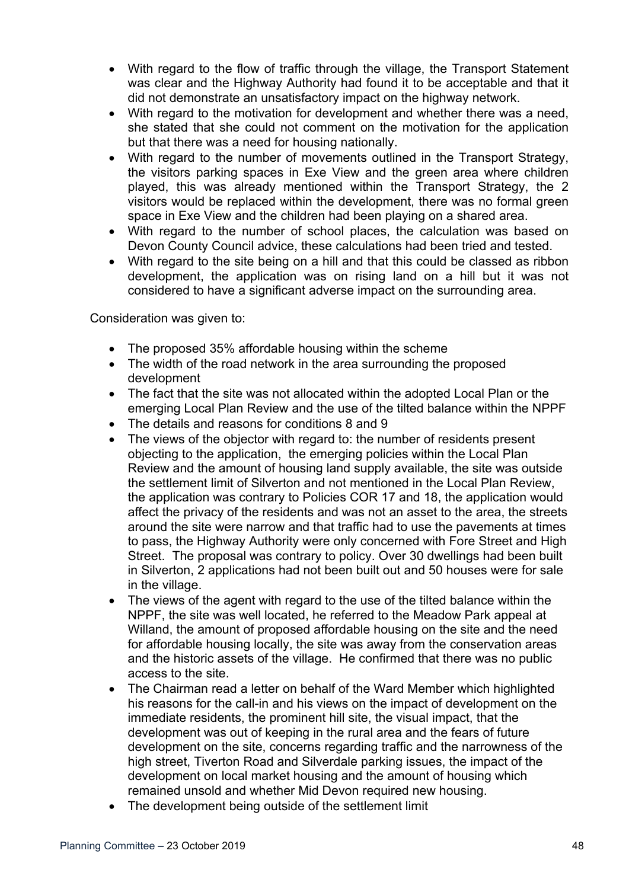- With regard to the flow of traffic through the village, the Transport Statement was clear and the Highway Authority had found it to be acceptable and that it did not demonstrate an unsatisfactory impact on the highway network.
- With regard to the motivation for development and whether there was a need, she stated that she could not comment on the motivation for the application but that there was a need for housing nationally.
- With regard to the number of movements outlined in the Transport Strategy, the visitors parking spaces in Exe View and the green area where children played, this was already mentioned within the Transport Strategy, the 2 visitors would be replaced within the development, there was no formal green space in Exe View and the children had been playing on a shared area.
- With regard to the number of school places, the calculation was based on Devon County Council advice, these calculations had been tried and tested.
- With regard to the site being on a hill and that this could be classed as ribbon development, the application was on rising land on a hill but it was not considered to have a significant adverse impact on the surrounding area.

Consideration was given to:

- The proposed 35% affordable housing within the scheme
- The width of the road network in the area surrounding the proposed development
- The fact that the site was not allocated within the adopted Local Plan or the emerging Local Plan Review and the use of the tilted balance within the NPPF
- The details and reasons for conditions 8 and 9
- The views of the objector with regard to: the number of residents present objecting to the application, the emerging policies within the Local Plan Review and the amount of housing land supply available, the site was outside the settlement limit of Silverton and not mentioned in the Local Plan Review, the application was contrary to Policies COR 17 and 18, the application would affect the privacy of the residents and was not an asset to the area, the streets around the site were narrow and that traffic had to use the pavements at times to pass, the Highway Authority were only concerned with Fore Street and High Street. The proposal was contrary to policy. Over 30 dwellings had been built in Silverton, 2 applications had not been built out and 50 houses were for sale in the village.
- The views of the agent with regard to the use of the tilted balance within the NPPF, the site was well located, he referred to the Meadow Park appeal at Willand, the amount of proposed affordable housing on the site and the need for affordable housing locally, the site was away from the conservation areas and the historic assets of the village. He confirmed that there was no public access to the site.
- The Chairman read a letter on behalf of the Ward Member which highlighted his reasons for the call-in and his views on the impact of development on the immediate residents, the prominent hill site, the visual impact, that the development was out of keeping in the rural area and the fears of future development on the site, concerns regarding traffic and the narrowness of the high street, Tiverton Road and Silverdale parking issues, the impact of the development on local market housing and the amount of housing which remained unsold and whether Mid Devon required new housing.
- The development being outside of the settlement limit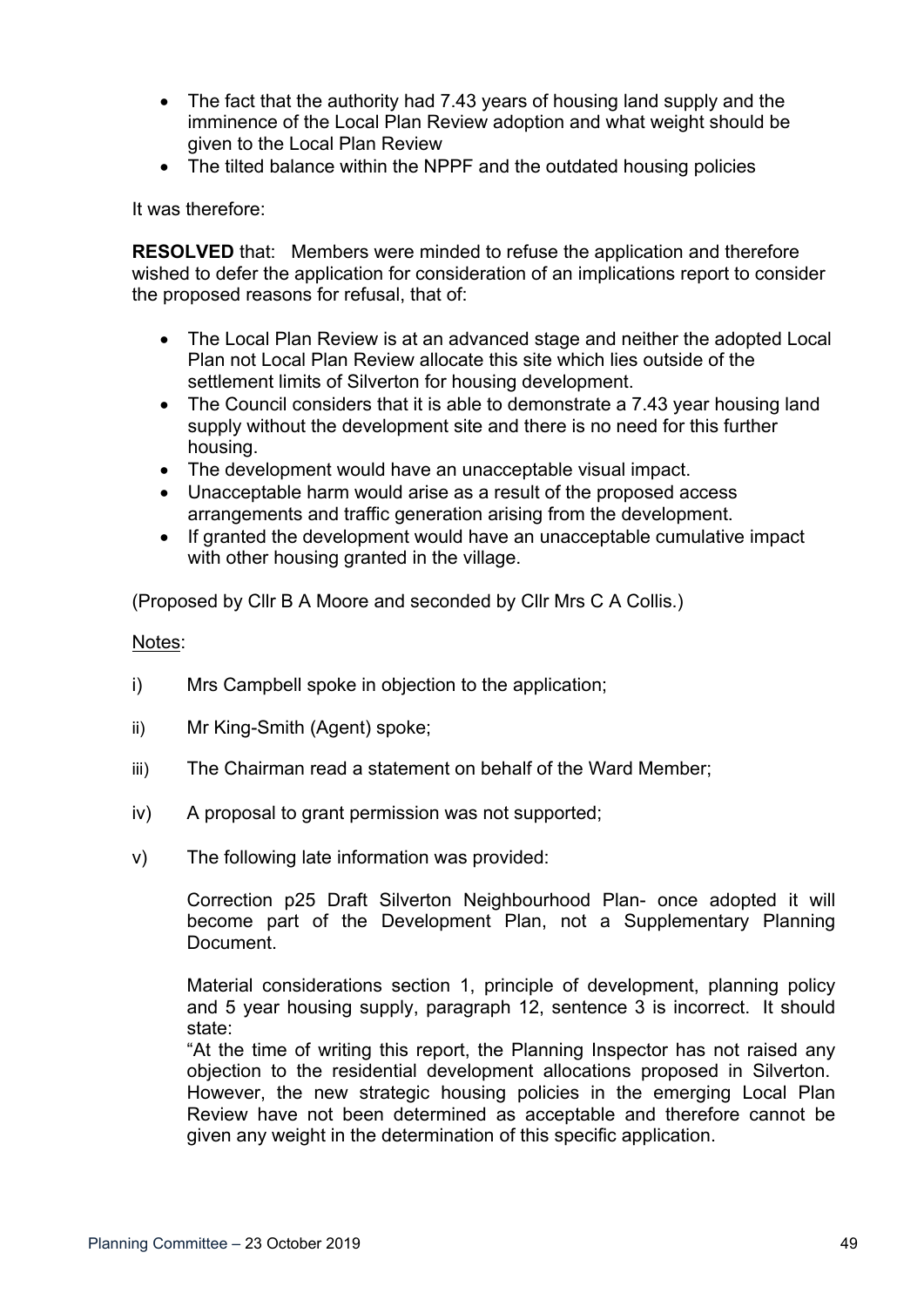- The fact that the authority had 7.43 years of housing land supply and the imminence of the Local Plan Review adoption and what weight should be given to the Local Plan Review
- The tilted balance within the NPPF and the outdated housing policies

It was therefore:

**RESOLVED** that: Members were minded to refuse the application and therefore wished to defer the application for consideration of an implications report to consider the proposed reasons for refusal, that of:

- The Local Plan Review is at an advanced stage and neither the adopted Local Plan not Local Plan Review allocate this site which lies outside of the settlement limits of Silverton for housing development.
- The Council considers that it is able to demonstrate a 7.43 year housing land supply without the development site and there is no need for this further housing.
- The development would have an unacceptable visual impact.
- Unacceptable harm would arise as a result of the proposed access arrangements and traffic generation arising from the development.
- If granted the development would have an unacceptable cumulative impact with other housing granted in the village.

(Proposed by Cllr B A Moore and seconded by Cllr Mrs C A Collis.)

Notes:

i) Mrs Campbell spoke in objection to the application;

ii) Mr King-Smith (Agent) spoke;

iii) The Chairman read a statement on behalf of the Ward Member;

iv) A proposal to grant permission was not supported;

v) The following late information was provided:

Correction p25 Draft Silverton Neighbourhood Plan- once adopted it will become part of the Development Plan, not a Supplementary Planning Document.

Material considerations section 1, principle of development, planning policy and 5 year housing supply, paragraph 12, sentence 3 is incorrect. It should state:
"At the time of writing this report, the Planning Inspector has not raised any objection to the residential development allocations proposed in Silverton. However, the new strategic housing policies in the emerging Local Plan Review have not been determined as acceptable and therefore cannot be given any weight in the determination of this specific application.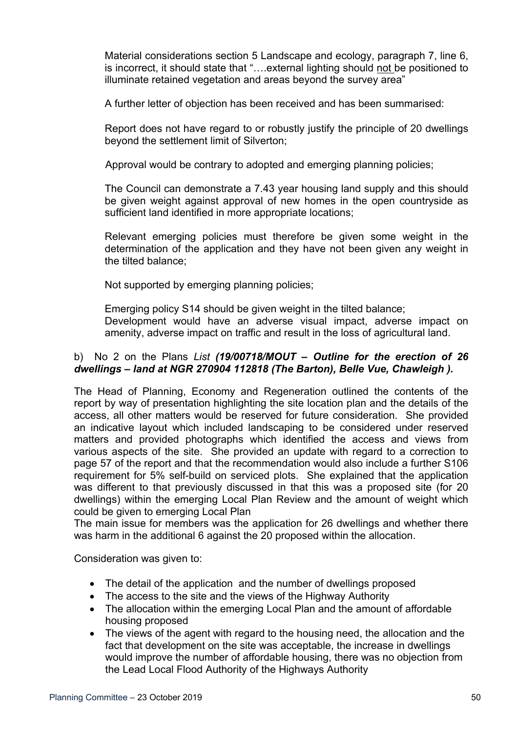Material considerations section 5 Landscape and ecology, paragraph 7, line 6, is incorrect, it should state that "….external lighting should not be positioned to illuminate retained vegetation and areas beyond the survey area"

A further letter of objection has been received and has been summarised:

Report does not have regard to or robustly justify the principle of 20 dwellings beyond the settlement limit of Silverton;

Approval would be contrary to adopted and emerging planning policies;

The Council can demonstrate a 7.43 year housing land supply and this should be given weight against approval of new homes in the open countryside as sufficient land identified in more appropriate locations;

Relevant emerging policies must therefore be given some weight in the determination of the application and they have not been given any weight in the tilted balance;

Not supported by emerging planning policies;

Emerging policy S14 should be given weight in the tilted balance;
Development would have an adverse visual impact, adverse impact on amenity, adverse impact on traffic and result in the loss of agricultural land.

b) No 2 on the Plans *List* ***(19/00718/MOUT – Outline for the erection of 26 dwellings – land at NGR 270904 112818 (The Barton), Belle Vue, Chawleigh ).***

The Head of Planning, Economy and Regeneration outlined the contents of the report by way of presentation highlighting the site location plan and the details of the access, all other matters would be reserved for future consideration. She provided an indicative layout which included landscaping to be considered under reserved matters and provided photographs which identified the access and views from various aspects of the site. She provided an update with regard to a correction to page 57 of the report and that the recommendation would also include a further S106 requirement for 5% self-build on serviced plots. She explained that the application was different to that previously discussed in that this was a proposed site (for 20 dwellings) within the emerging Local Plan Review and the amount of weight which could be given to emerging Local Plan
The main issue for members was the application for 26 dwellings and whether there was harm in the additional 6 against the 20 proposed within the allocation.

Consideration was given to:

- The detail of the application and the number of dwellings proposed
- The access to the site and the views of the Highway Authority
- The allocation within the emerging Local Plan and the amount of affordable housing proposed
- The views of the agent with regard to the housing need, the allocation and the fact that development on the site was acceptable, the increase in dwellings would improve the number of affordable housing, there was no objection from the Lead Local Flood Authority of the Highways Authority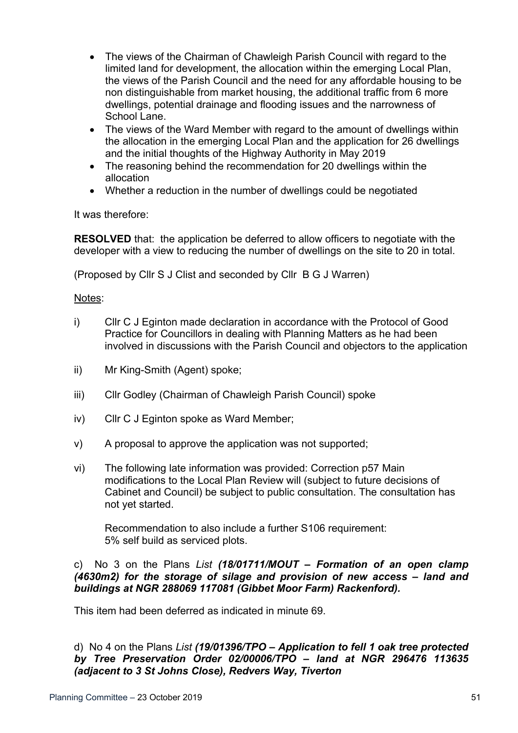- The views of the Chairman of Chawleigh Parish Council with regard to the limited land for development, the allocation within the emerging Local Plan, the views of the Parish Council and the need for any affordable housing to be non distinguishable from market housing, the additional traffic from 6 more dwellings, potential drainage and flooding issues and the narrowness of School Lane.
- The views of the Ward Member with regard to the amount of dwellings within the allocation in the emerging Local Plan and the application for 26 dwellings and the initial thoughts of the Highway Authority in May 2019
- The reasoning behind the recommendation for 20 dwellings within the allocation
- Whether a reduction in the number of dwellings could be negotiated

It was therefore:

**RESOLVED** that: the application be deferred to allow officers to negotiate with the developer with a view to reducing the number of dwellings on the site to 20 in total.

(Proposed by Cllr S J Clist and seconded by Cllr B G J Warren)

Notes:

i) Cllr C J Eginton made declaration in accordance with the Protocol of Good Practice for Councillors in dealing with Planning Matters as he had been involved in discussions with the Parish Council and objectors to the application

ii) Mr King-Smith (Agent) spoke;

iii) Cllr Godley (Chairman of Chawleigh Parish Council) spoke

iv) Cllr C J Eginton spoke as Ward Member;

v) A proposal to approve the application was not supported;

vi) The following late information was provided: Correction p57 Main modifications to the Local Plan Review will (subject to future decisions of Cabinet and Council) be subject to public consultation. The consultation has not yet started.

Recommendation to also include a further S106 requirement:
5% self build as serviced plots.

c) No 3 on the Plans *List* ***(18/01711/MOUT – Formation of an open clamp (4630m2) for the storage of silage and provision of new access – land and buildings at NGR 288069 117081 (Gibbet Moor Farm) Rackenford).***

This item had been deferred as indicated in minute 69.

d) No 4 on the Plans *List* ***(19/01396/TPO – Application to fell 1 oak tree protected by Tree Preservation Order 02/00006/TPO – land at NGR 296476 113635 (adjacent to 3 St Johns Close), Redvers Way, Tiverton***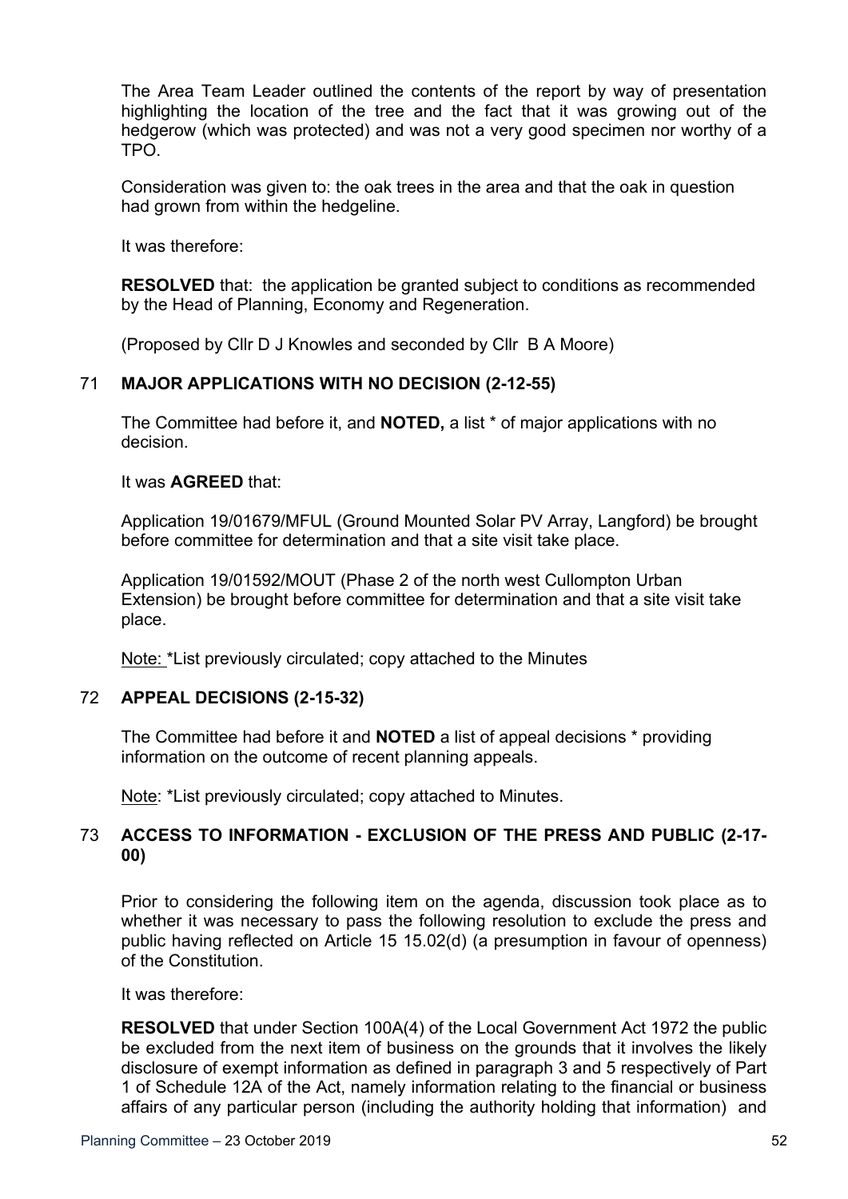The Area Team Leader outlined the contents of the report by way of presentation highlighting the location of the tree and the fact that it was growing out of the hedgerow (which was protected) and was not a very good specimen nor worthy of a TPO.

Consideration was given to: the oak trees in the area and that the oak in question had grown from within the hedgeline.

It was therefore:

**RESOLVED** that: the application be granted subject to conditions as recommended by the Head of Planning, Economy and Regeneration.

(Proposed by Cllr D J Knowles and seconded by Cllr B A Moore)

## 71 MAJOR APPLICATIONS WITH NO DECISION (2-12-55)

The Committee had before it, and **NOTED,** a list * of major applications with no decision.

It was **AGREED** that:

Application 19/01679/MFUL (Ground Mounted Solar PV Array, Langford) be brought before committee for determination and that a site visit take place.

Application 19/01592/MOUT (Phase 2 of the north west Cullompton Urban Extension) be brought before committee for determination and that a site visit take place.

Note: *List previously circulated; copy attached to the Minutes

## 72 APPEAL DECISIONS (2-15-32)

The Committee had before it and **NOTED** a list of appeal decisions * providing information on the outcome of recent planning appeals.

Note: *List previously circulated; copy attached to Minutes.

## 73 ACCESS TO INFORMATION - EXCLUSION OF THE PRESS AND PUBLIC (2-17-00)

Prior to considering the following item on the agenda, discussion took place as to whether it was necessary to pass the following resolution to exclude the press and public having reflected on Article 15 15.02(d) (a presumption in favour of openness) of the Constitution.

It was therefore:

**RESOLVED** that under Section 100A(4) of the Local Government Act 1972 the public be excluded from the next item of business on the grounds that it involves the likely disclosure of exempt information as defined in paragraph 3 and 5 respectively of Part 1 of Schedule 12A of the Act, namely information relating to the financial or business affairs of any particular person (including the authority holding that information) and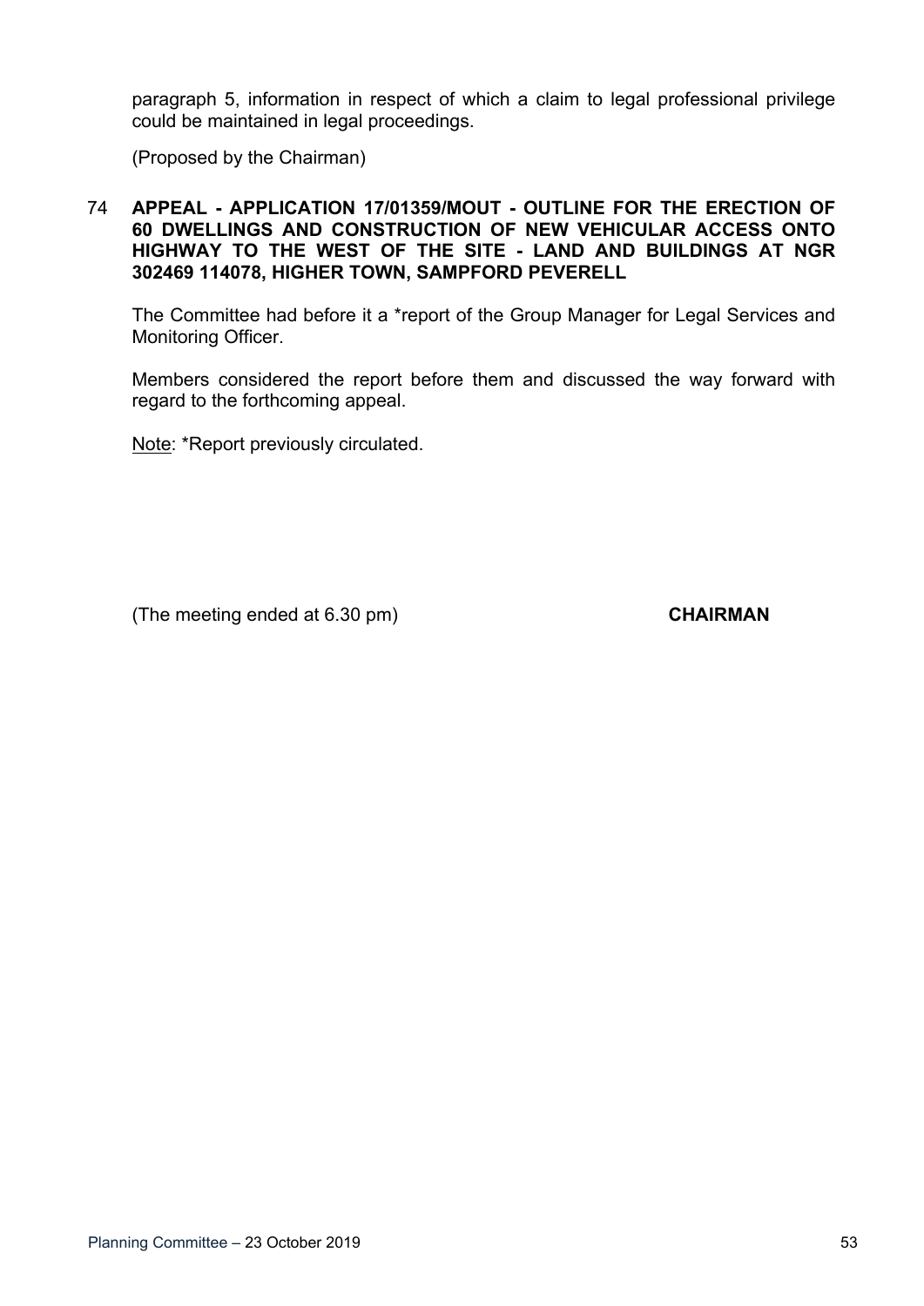paragraph 5, information in respect of which a claim to legal professional privilege could be maintained in legal proceedings.

(Proposed by the Chairman)

### 74 APPEAL - APPLICATION 17/01359/MOUT - OUTLINE FOR THE ERECTION OF 60 DWELLINGS AND CONSTRUCTION OF NEW VEHICULAR ACCESS ONTO HIGHWAY TO THE WEST OF THE SITE - LAND AND BUILDINGS AT NGR 302469 114078, HIGHER TOWN, SAMPFORD PEVERELL

The Committee had before it a *report of the Group Manager for Legal Services and Monitoring Officer.

Members considered the report before them and discussed the way forward with regard to the forthcoming appeal.

Note: *Report previously circulated.

(The meeting ended at 6.30 pm) **CHAIRMAN**